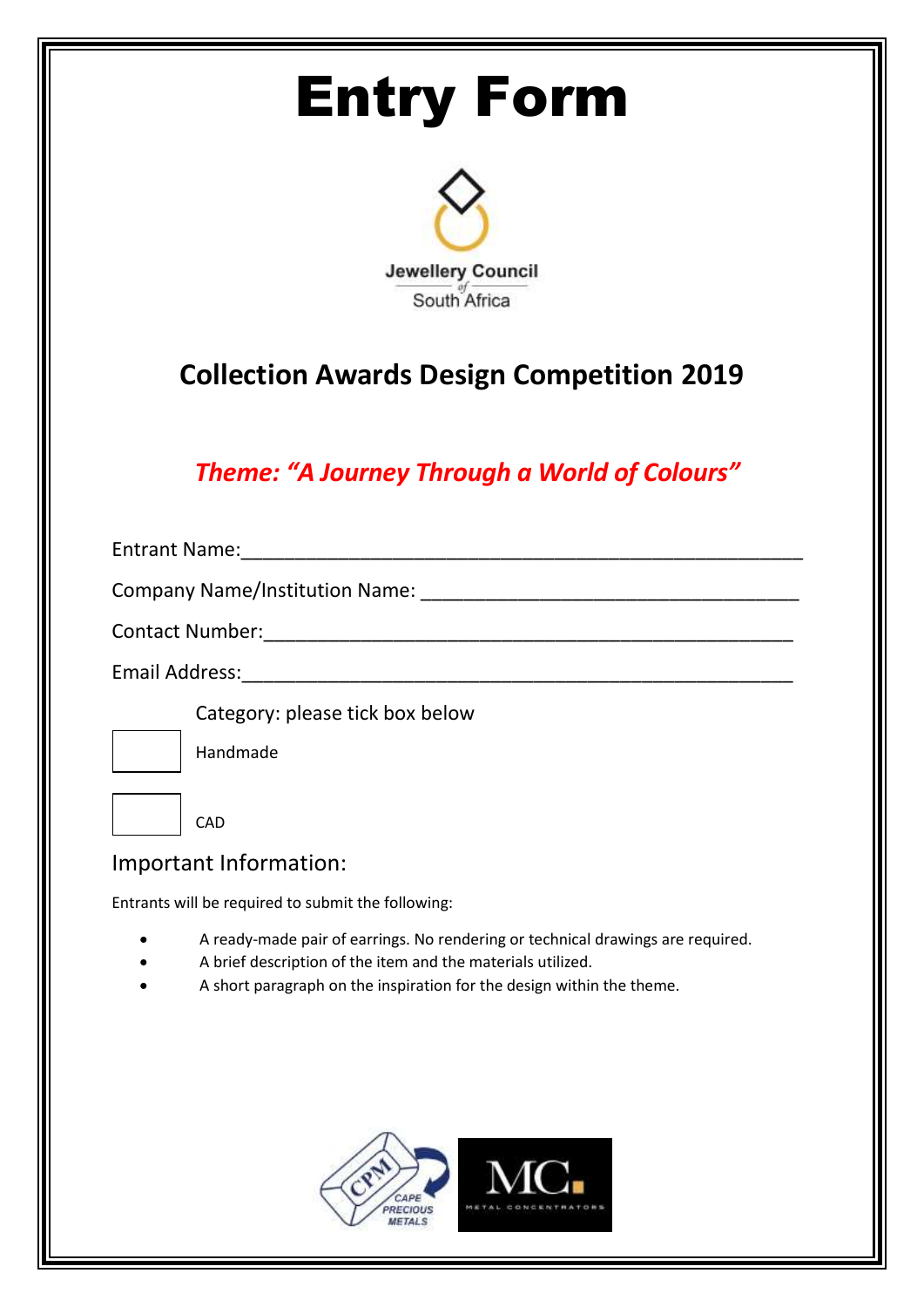# Entry Form

Jewellery Council of South Africa

## Collection Awards Design Competition 2019

***Theme: "A Journey Through a World of Colours"***

Entrant Name:\_\_\_\_\_\_\_\_\_\_\_\_\_\_\_\_\_\_\_\_\_\_\_\_\_\_\_\_\_\_\_\_\_\_\_\_\_\_\_\_\_\_\_\_\_\_\_\_\_\_\_

Company Name/Institution Name: \_\_\_\_\_\_\_\_\_\_\_\_\_\_\_\_\_\_\_\_\_\_\_\_\_\_\_\_\_\_\_\_\_\_\_

Contact Number:\_\_\_\_\_\_\_\_\_\_\_\_\_\_\_\_\_\_\_\_\_\_\_\_\_\_\_\_\_\_\_\_\_\_\_\_\_\_\_\_\_\_\_\_\_\_\_\_

Email Address:\_\_\_\_\_\_\_\_\_\_\_\_\_\_\_\_\_\_\_\_\_\_\_\_\_\_\_\_\_\_\_\_\_\_\_\_\_\_\_\_\_\_\_\_\_\_\_\_\_\_

Category: please tick box below

☐ Handmade

☐ CAD

## Important Information:

Entrants will be required to submit the following:

- A ready-made pair of earrings. No rendering or technical drawings are required.
- A brief description of the item and the materials utilized.
- A short paragraph on the inspiration for the design within the theme.

CPM CAPE PRECIOUS METALS

MC METAL CONCENTRATORS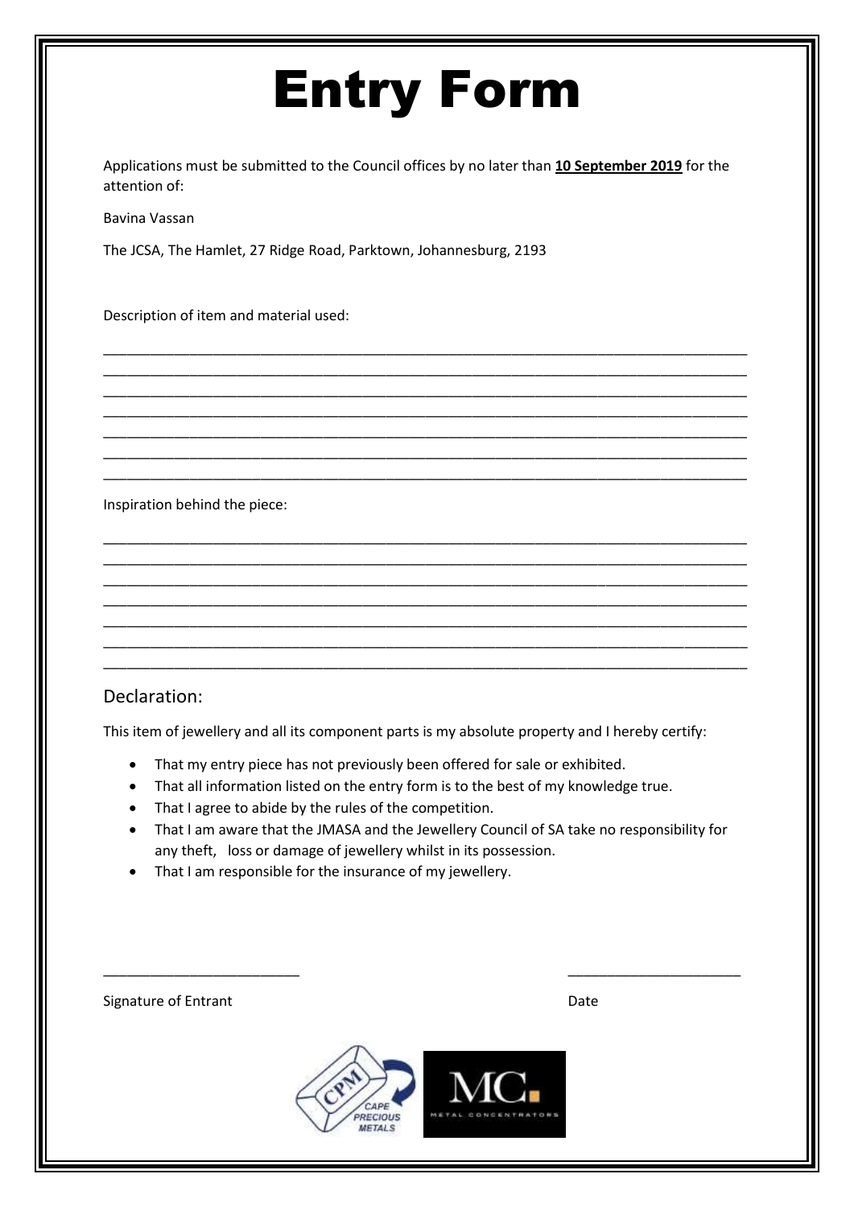# Entry Form

Applications must be submitted to the Council offices by no later than **10 September 2019** for the attention of:

Bavina Vassan

The JCSA, The Hamlet, 27 Ridge Road, Parktown, Johannesburg, 2193

Description of item and material used:

_______________________________________________________________________________
_______________________________________________________________________________
_______________________________________________________________________________
_______________________________________________________________________________
_______________________________________________________________________________
_______________________________________________________________________________
_______________________________________________________________________________

Inspiration behind the piece:

_______________________________________________________________________________
_______________________________________________________________________________
_______________________________________________________________________________
_______________________________________________________________________________
_______________________________________________________________________________
_______________________________________________________________________________
_______________________________________________________________________________

## Declaration:

This item of jewellery and all its component parts is my absolute property and I hereby certify:

- That my entry piece has not previously been offered for sale or exhibited.
- That all information listed on the entry form is to the best of my knowledge true.
- That I agree to abide by the rules of the competition.
- That I am aware that the JMASA and the Jewellery Council of SA take no responsibility for any theft, loss or damage of jewellery whilst in its possession.
- That I am responsible for the insurance of my jewellery.

_________________________ _______________________

Signature of Entrant Date

CPM CAPE PRECIOUS METALS

MC. METAL CONCENTRATORS